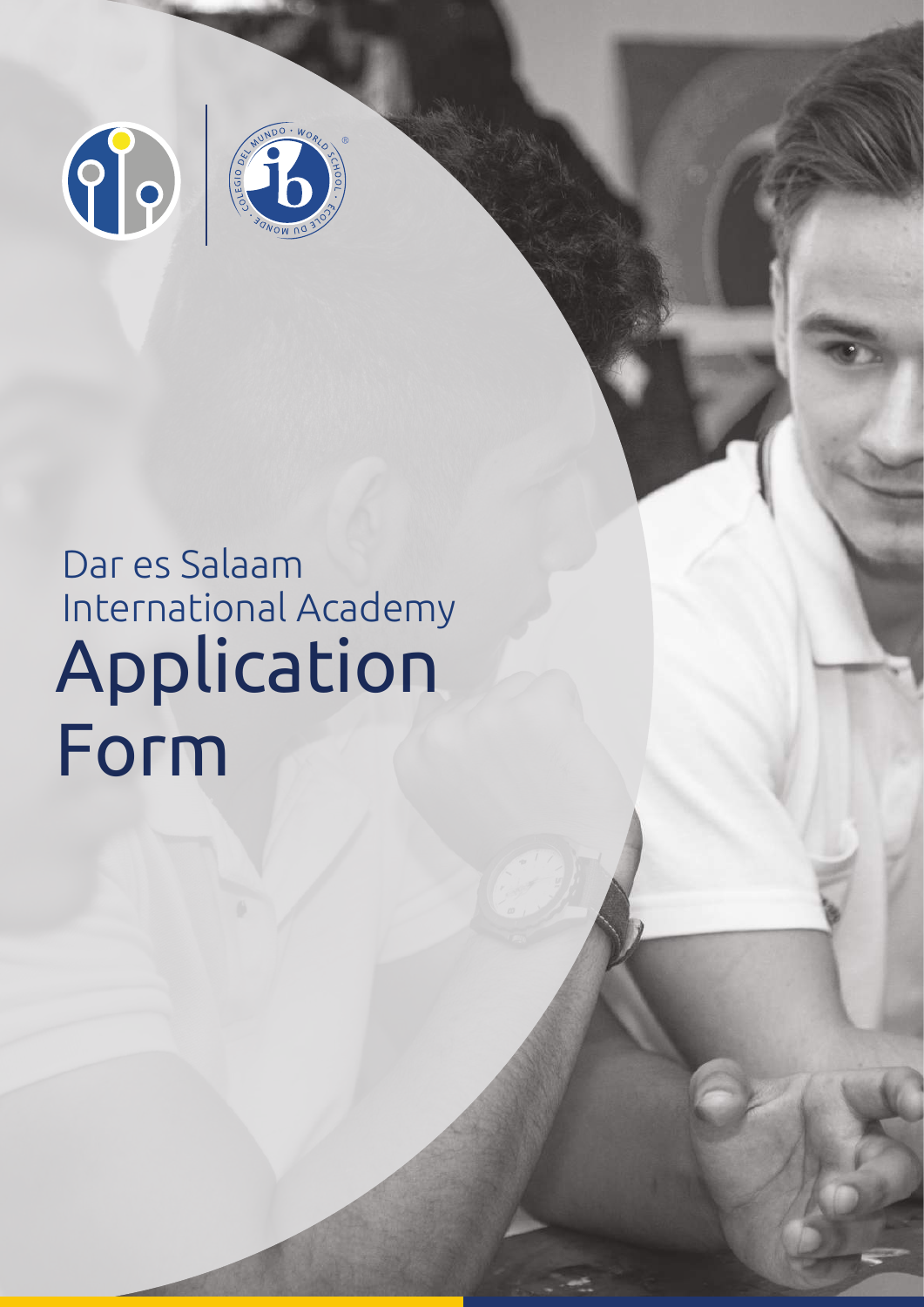Dar es Salaam
International Academy

# Application Form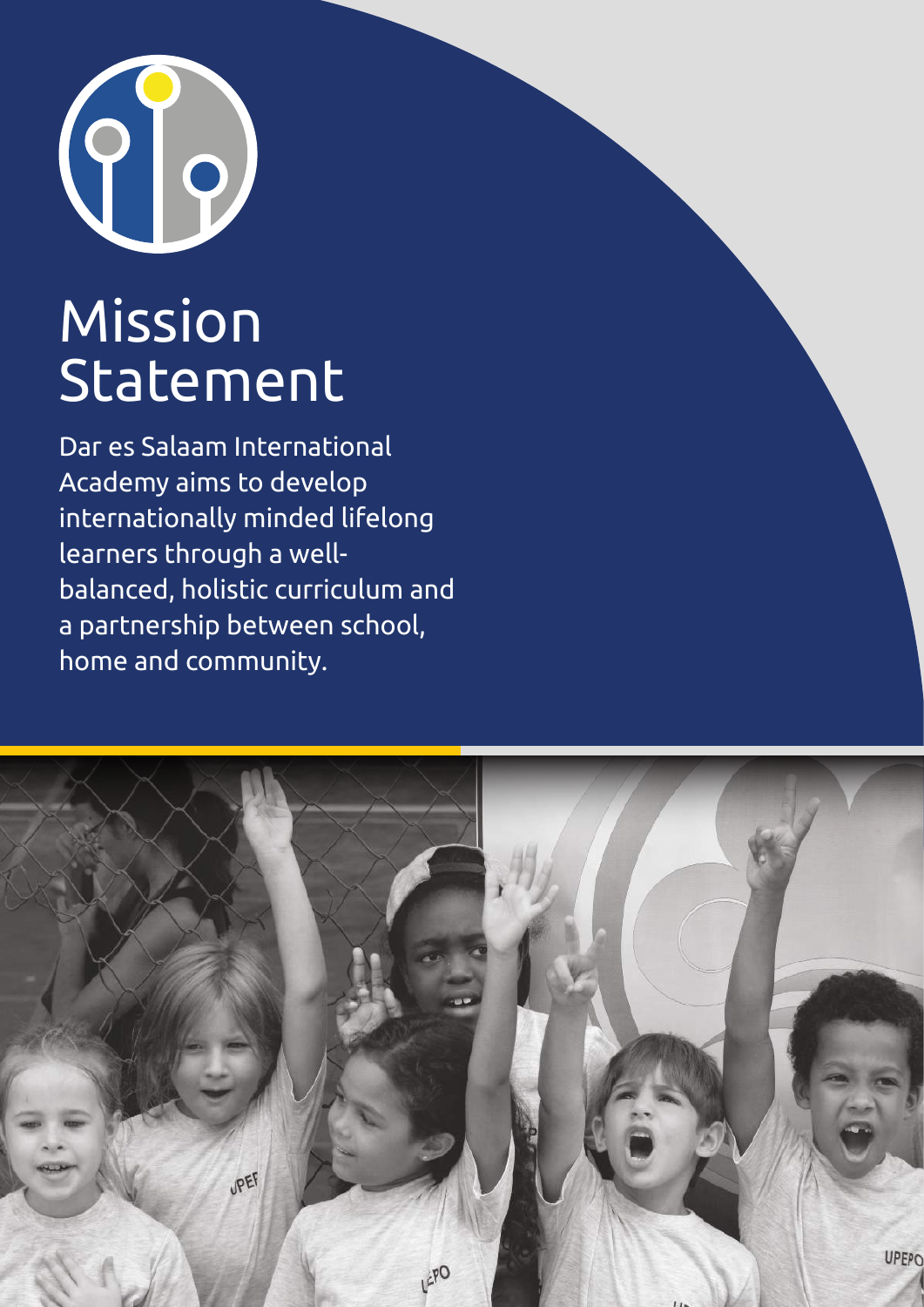# Mission Statement

Dar es Salaam International Academy aims to develop internationally minded lifelong learners through a well-balanced, holistic curriculum and a partnership between school, home and community.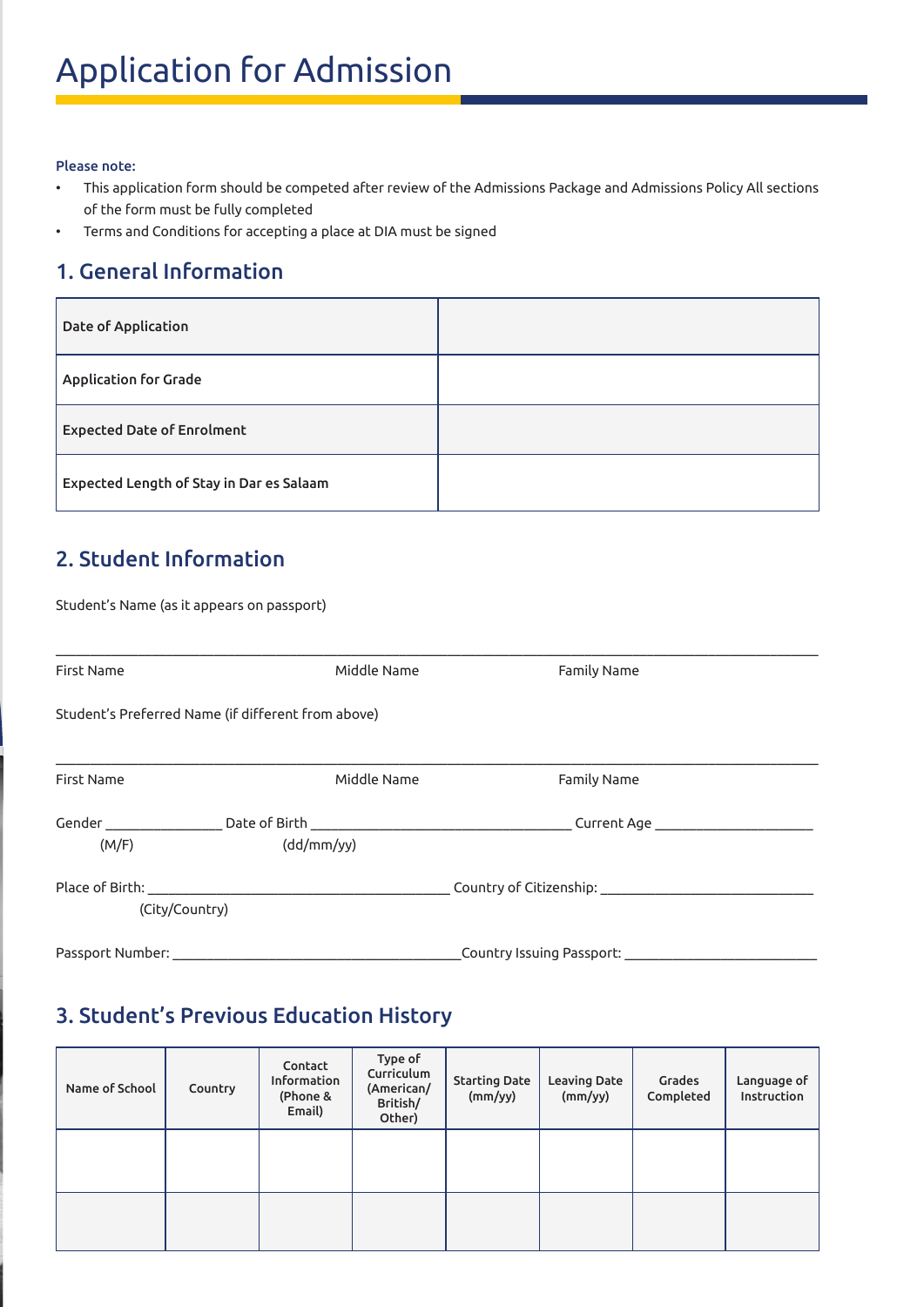# Application for Admission

**Please note:**

- This application form should be competed after review of the Admissions Package and Admissions Policy All sections of the form must be fully completed
- Terms and Conditions for accepting a place at DIA must be signed

## 1. General Information

| | |
|---|---|
| **Date of Application** | |
| **Application for Grade** | |
| **Expected Date of Enrolment** | |
| **Expected Length of Stay in Dar es Salaam** | |

## 2. Student Information

Student's Name (as it appears on passport)

\_\_\_\_\_\_\_\_\_\_\_\_\_\_\_\_\_\_\_\_\_\_\_\_\_\_\_\_\_\_\_\_\_\_\_\_\_\_\_\_\_\_\_\_\_\_\_\_\_\_\_\_\_\_\_\_\_\_\_\_\_\_\_\_\_\_\_\_\_\_\_\_

First Name Middle Name Family Name

Student's Preferred Name (if different from above)

\_\_\_\_\_\_\_\_\_\_\_\_\_\_\_\_\_\_\_\_\_\_\_\_\_\_\_\_\_\_\_\_\_\_\_\_\_\_\_\_\_\_\_\_\_\_\_\_\_\_\_\_\_\_\_\_\_\_\_\_\_\_\_\_\_\_\_\_\_\_\_\_

First Name Middle Name Family Name

Gender \_\_\_\_\_\_\_\_\_\_\_\_\_\_\_ Date of Birth \_\_\_\_\_\_\_\_\_\_\_\_\_\_\_\_\_\_\_\_\_\_\_\_\_\_\_\_\_\_\_\_\_\_\_ Current Age \_\_\_\_\_\_\_\_\_\_\_\_\_\_\_\_\_\_\_\_\_
(M/F) (dd/mm/yy)

Place of Birth: \_\_\_\_\_\_\_\_\_\_\_\_\_\_\_\_\_\_\_\_\_\_\_\_\_\_\_\_\_\_\_\_\_\_\_\_\_\_\_\_ Country of Citizenship: \_\_\_\_\_\_\_\_\_\_\_\_\_\_\_\_\_\_\_\_\_\_\_\_\_\_\_\_
(City/Country)

Passport Number: \_\_\_\_\_\_\_\_\_\_\_\_\_\_\_\_\_\_\_\_\_\_\_\_\_\_\_\_\_\_\_\_\_\_\_\_\_\_Country Issuing Passport: \_\_\_\_\_\_\_\_\_\_\_\_\_\_\_\_\_\_\_\_\_\_\_\_\_\_

## 3. Student's Previous Education History

| Name of School | Country | Contact Information (Phone & Email) | Type of Curriculum (American/ British/ Other) | Starting Date (mm/yy) | Leaving Date (mm/yy) | Grades Completed | Language of Instruction |
|---|---|---|---|---|---|---|---|
| | | | | | | | |
| | | | | | | | |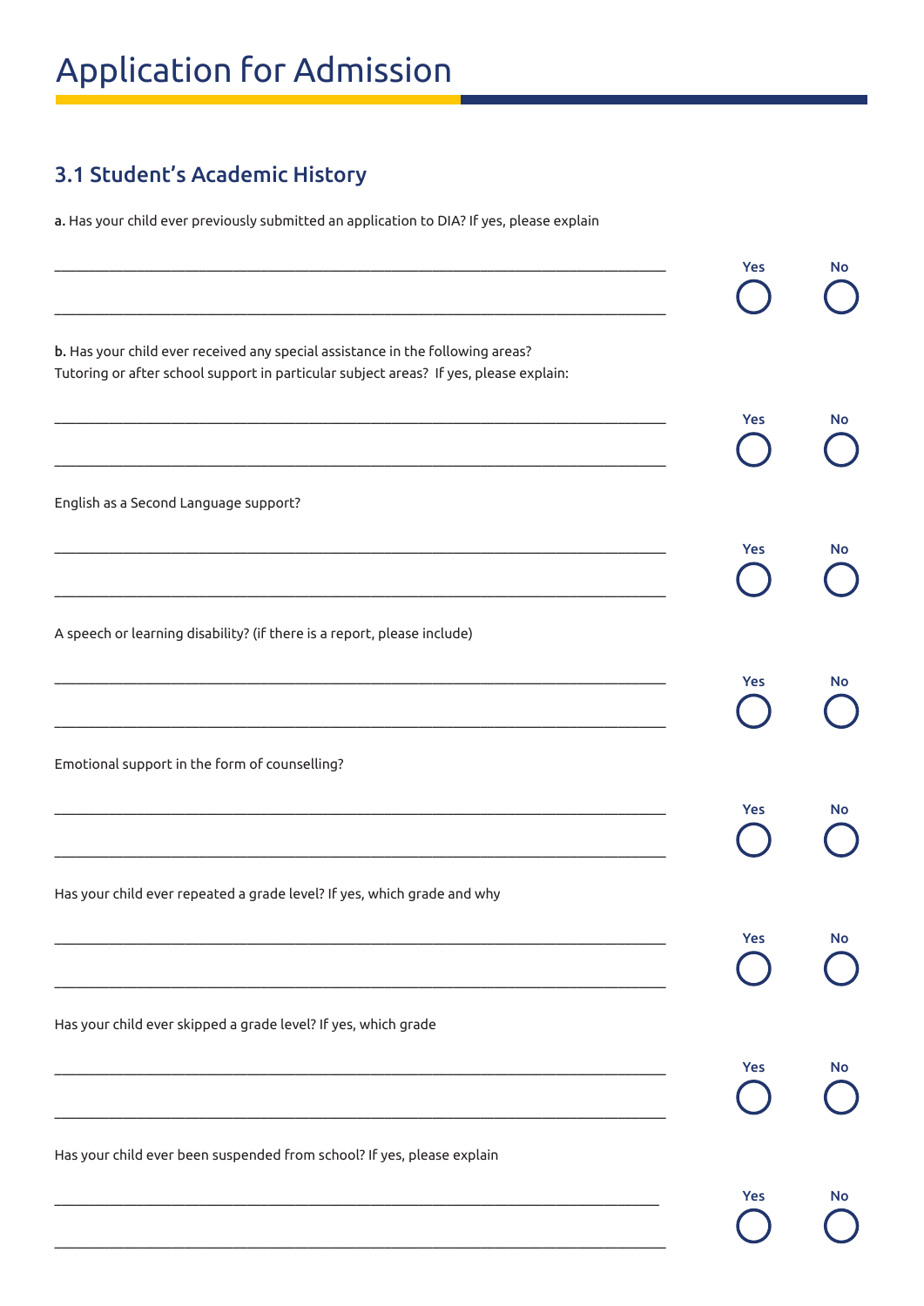# Application for Admission

## 3.1 Student's Academic History

**a.** Has your child ever previously submitted an application to DIA? If yes, please explain

______________________________________________________________________________

______________________________________________________________________________

Yes ○ No ○

**b.** Has your child ever received any special assistance in the following areas?
Tutoring or after school support in particular subject areas? If yes, please explain:

______________________________________________________________________________

______________________________________________________________________________

Yes ○ No ○

English as a Second Language support?

______________________________________________________________________________

______________________________________________________________________________

Yes ○ No ○

A speech or learning disability? (if there is a report, please include)

______________________________________________________________________________

______________________________________________________________________________

Yes ○ No ○

Emotional support in the form of counselling?

______________________________________________________________________________

______________________________________________________________________________

Yes ○ No ○

Has your child ever repeated a grade level? If yes, which grade and why

______________________________________________________________________________

______________________________________________________________________________

Yes ○ No ○

Has your child ever skipped a grade level? If yes, which grade

______________________________________________________________________________

______________________________________________________________________________

Yes ○ No ○

Has your child ever been suspended from school? If yes, please explain

______________________________________________________________________________

______________________________________________________________________________

Yes ○ No ○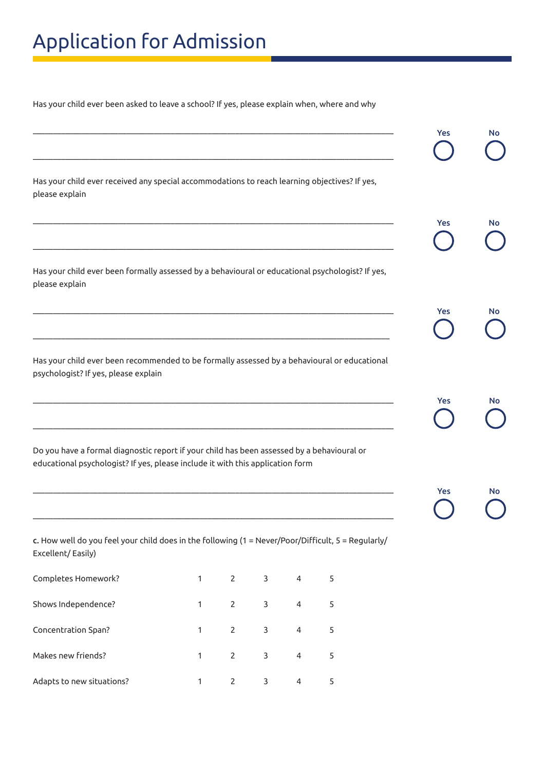# Application for Admission

Has your child ever been asked to leave a school? If yes, please explain when, where and why

___________________________________________________________________________

___________________________________________________________________________

Yes ◯ No ◯

Has your child ever received any special accommodations to reach learning objectives? If yes, please explain

___________________________________________________________________________

___________________________________________________________________________

Yes ◯ No ◯

Has your child ever been formally assessed by a behavioural or educational psychologist? If yes, please explain

___________________________________________________________________________

___________________________________________________________________________

Yes ◯ No ◯

Has your child ever been recommended to be formally assessed by a behavioural or educational psychologist? If yes, please explain

___________________________________________________________________________

___________________________________________________________________________

Yes ◯ No ◯

Do you have a formal diagnostic report if your child has been assessed by a behavioural or educational psychologist? If yes, please include it with this application form

___________________________________________________________________________

___________________________________________________________________________

Yes ◯ No ◯

**c.** How well do you feel your child does in the following (1 = Never/Poor/Difficult, 5 = Regularly/ Excellent/ Easily)

| | | | | | |
|---|---|---|---|---|---|
| Completes Homework? | 1 | 2 | 3 | 4 | 5 |
| Shows Independence? | 1 | 2 | 3 | 4 | 5 |
| Concentration Span? | 1 | 2 | 3 | 4 | 5 |
| Makes new friends? | 1 | 2 | 3 | 4 | 5 |
| Adapts to new situations? | 1 | 2 | 3 | 4 | 5 |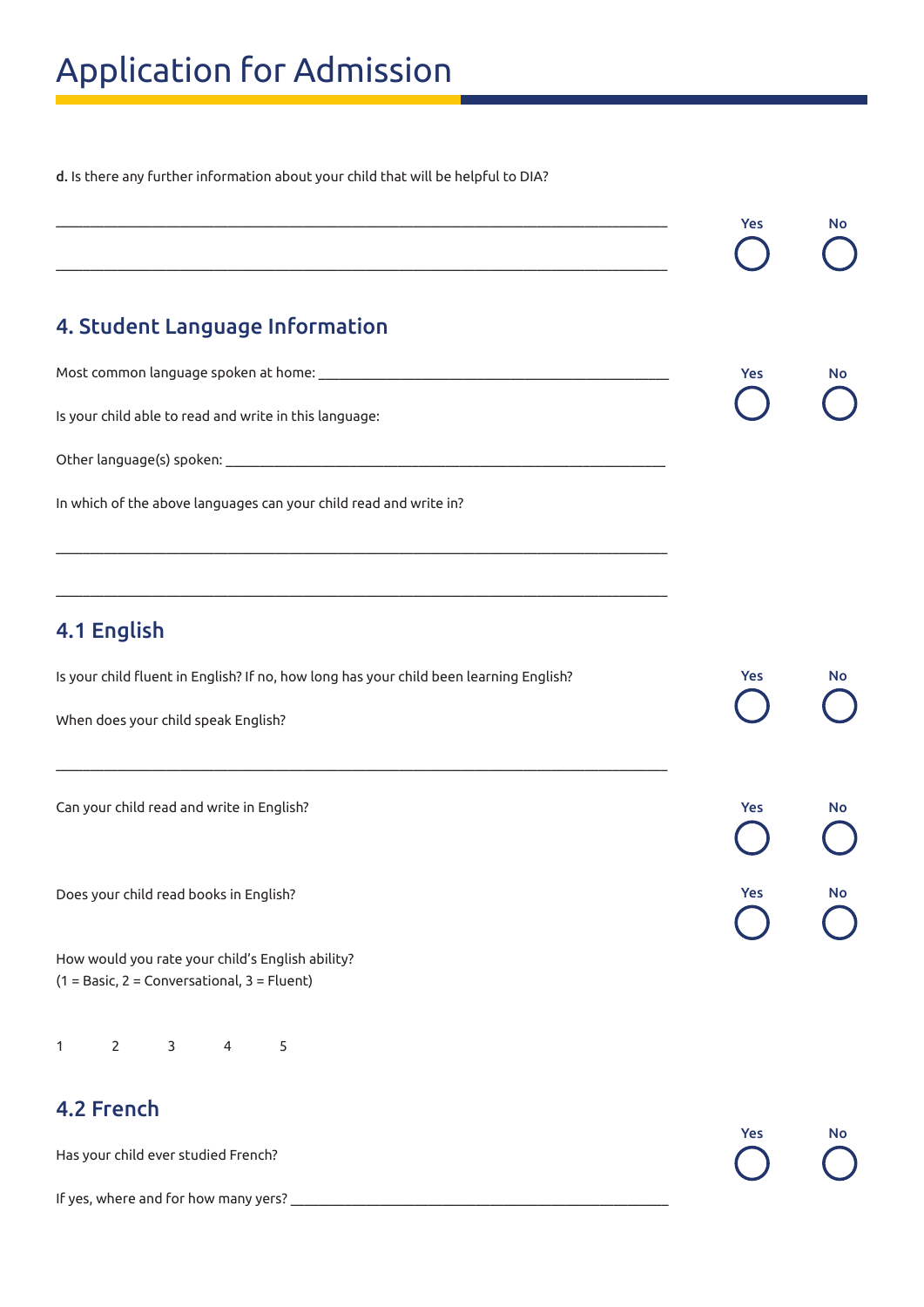# Application for Admission

**d.** Is there any further information about your child that will be helpful to DIA?

______________________________________________________________________________ Yes ◯ No ◯

______________________________________________________________________________

## 4. Student Language Information

Most common language spoken at home: ________________________________________________

Is your child able to read and write in this language: Yes ◯ No ◯

Other language(s) spoken: ________________________________________________________

In which of the above languages can your child read and write in?

______________________________________________________________________________

______________________________________________________________________________

### 4.1 English

Is your child fluent in English? If no, how long has your child been learning English? Yes ◯ No ◯

When does your child speak English?

______________________________________________________________________________

Can your child read and write in English? Yes ◯ No ◯

Does your child read books in English? Yes ◯ No ◯

How would you rate your child's English ability?
(1 = Basic, 2 = Conversational, 3 = Fluent)

1 2 3 4 5

### 4.2 French

Has your child ever studied French? Yes ◯ No ◯

If yes, where and for how many yers? ______________________________________________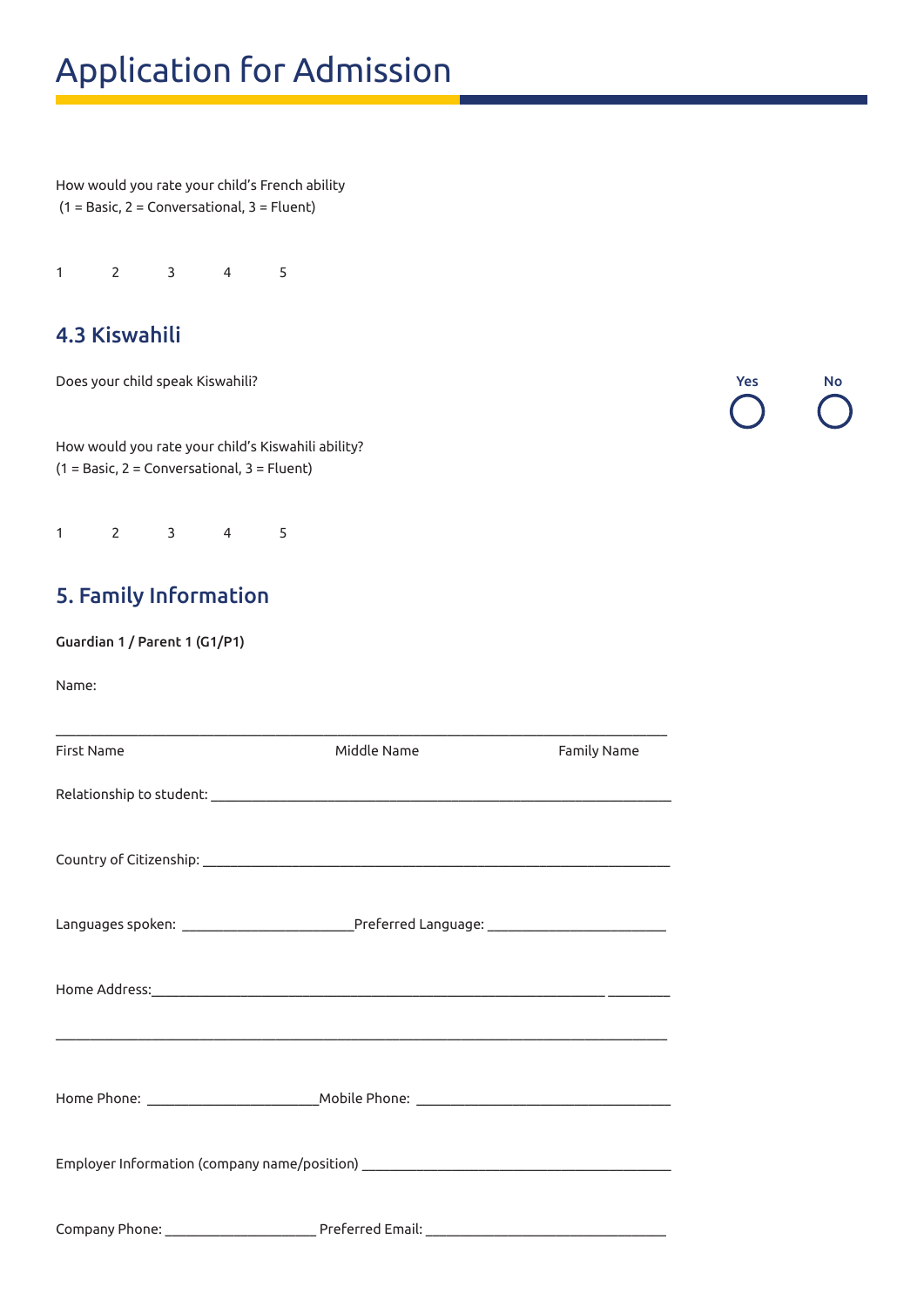# Application for Admission

How would you rate your child's French ability
(1 = Basic, 2 = Conversational, 3 = Fluent)

1 2 3 4 5

## 4.3 Kiswahili

Does your child speak Kiswahili? Yes ○ No ○

How would you rate your child's Kiswahili ability?
(1 = Basic, 2 = Conversational, 3 = Fluent)

1 2 3 4 5

## 5. Family Information

**Guardian 1 / Parent 1 (G1/P1)**

Name:

_______________________________________________________________________________

First Name Middle Name Family Name

Relationship to student: ___________________________________________________________

Country of Citizenship: ____________________________________________________________

Languages spoken: ______________________Preferred Language: _______________________

Home Address:___________________________________________________________ ________

_______________________________________________________________________________

Home Phone: ______________________Mobile Phone: _________________________________

Employer Information (company name/position) _________________________________________

Company Phone: ___________________ Preferred Email: ______________________________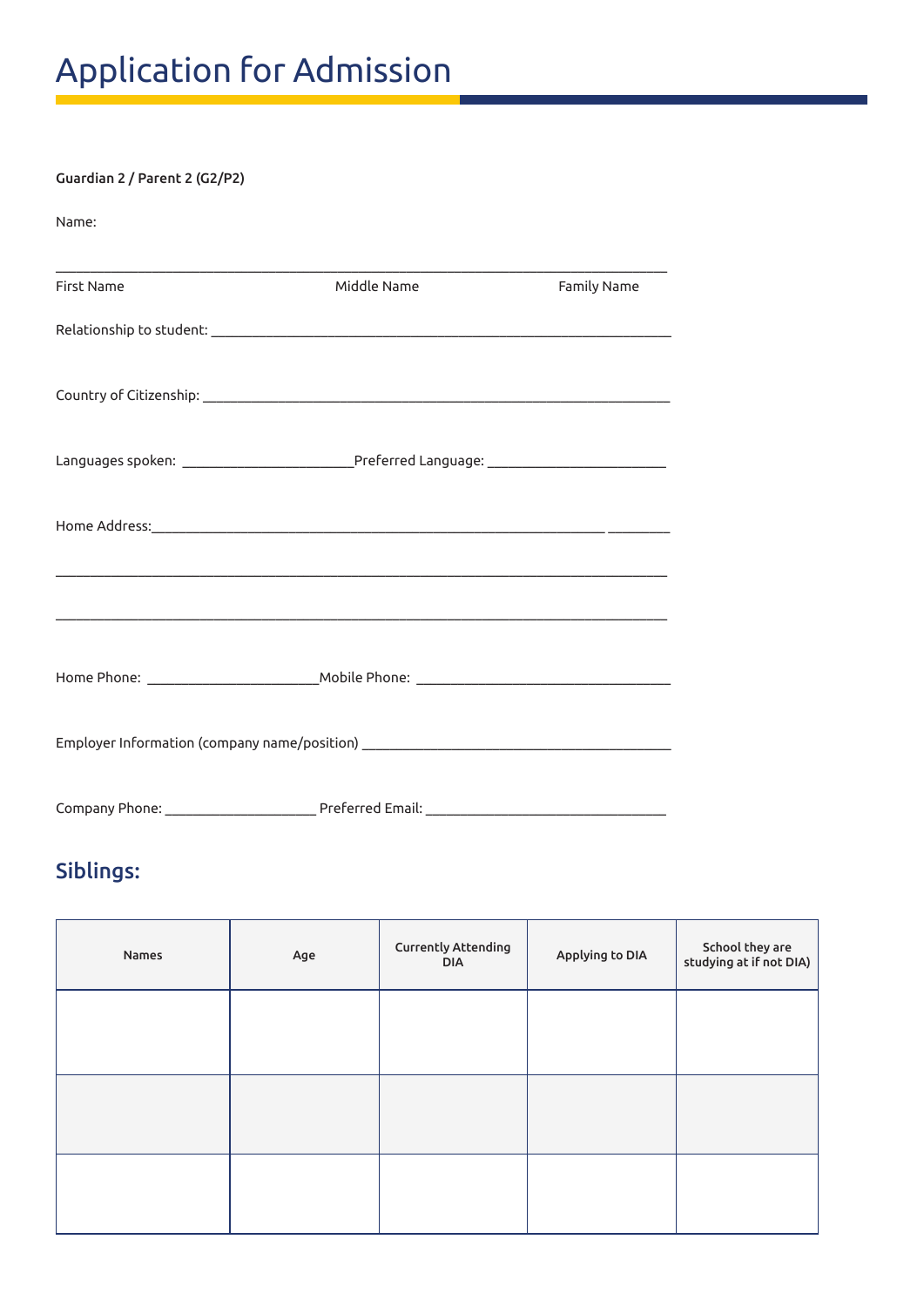# Application for Admission

**Guardian 2 / Parent 2 (G2/P2)**

Name:

___________________________________________________________________________

First Name                    Middle Name                    Family Name

Relationship to student: _______________________________________________________

Country of Citizenship: ________________________________________________________

Languages spoken: ______________________Preferred Language: ______________________

Home Address:_______________________________________________________ ________

___________________________________________________________________________

___________________________________________________________________________

Home Phone: ______________________Mobile Phone: ________________________________

Employer Information (company name/position) _____________________________________

Company Phone: ___________________ Preferred Email: ______________________________

## Siblings:

| Names | Age | Currently Attending DIA | Applying to DIA | School they are studying at if not DIA) |
|---|---|---|---|---|
| | | | | |
| | | | | |
| | | | | |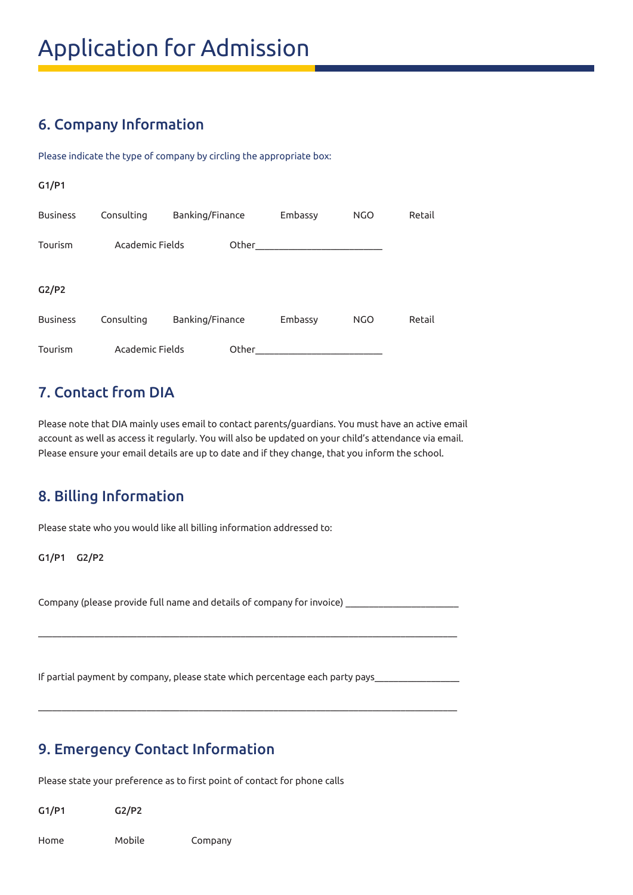# Application for Admission

## 6. Company Information

Please indicate the type of company by circling the appropriate box:

**G1/P1**

Business Consulting Banking/Finance Embassy NGO Retail

Tourism Academic Fields Other_________________________

**G2/P2**

Business Consulting Banking/Finance Embassy NGO Retail

Tourism Academic Fields Other_________________________

## 7. Contact from DIA

Please note that DIA mainly uses email to contact parents/guardians. You must have an active email account as well as access it regularly. You will also be updated on your child's attendance via email. Please ensure your email details are up to date and if they change, that you inform the school.

## 8. Billing Information

Please state who you would like all billing information addressed to:

**G1/P1 G2/P2**

Company (please provide full name and details of company for invoice) ______________________

_________________________________________________________________________________

If partial payment by company, please state which percentage each party pays________________

_________________________________________________________________________________

## 9. Emergency Contact Information

Please state your preference as to first point of contact for phone calls

**G1/P1 G2/P2**

Home Mobile Company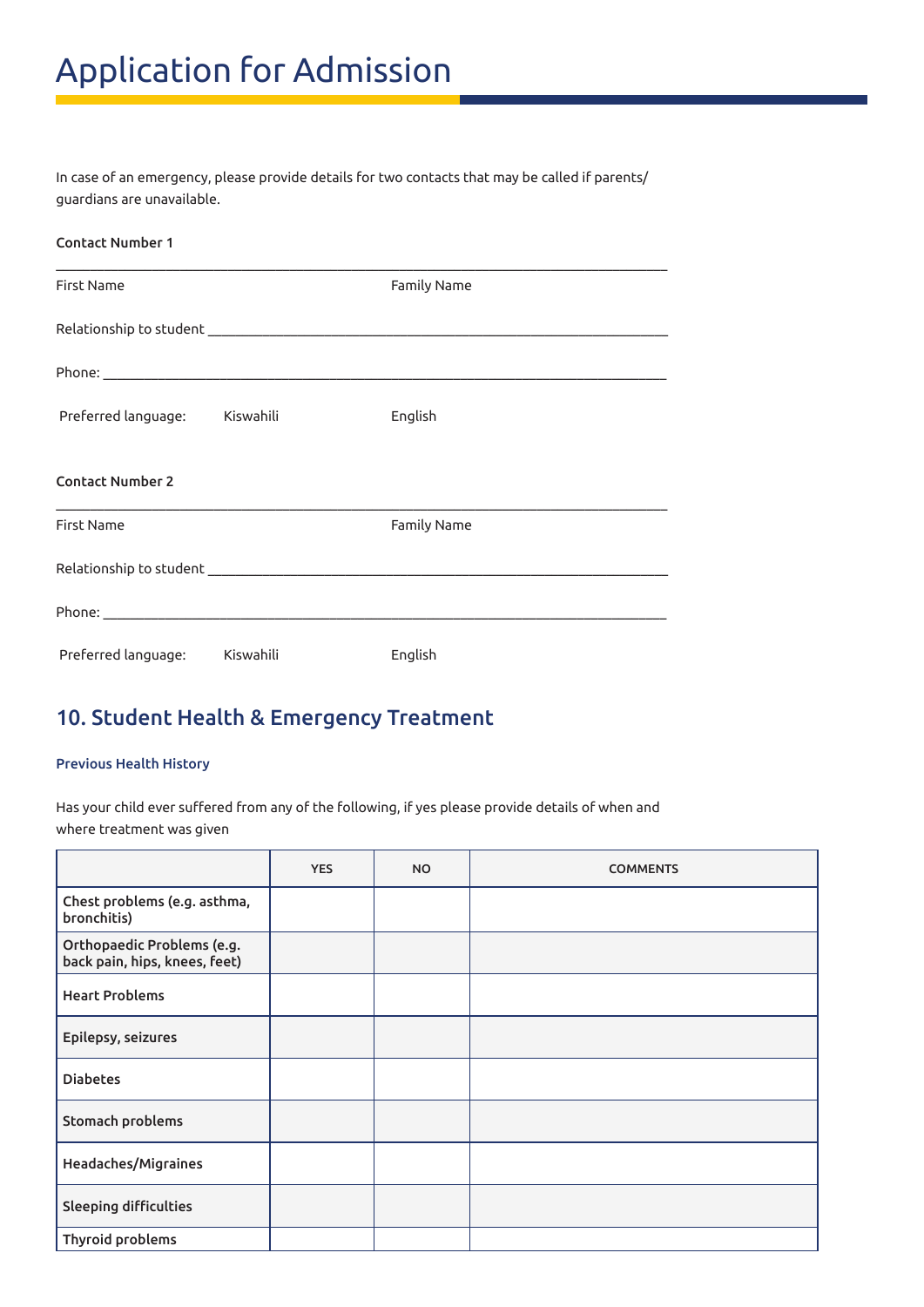# Application for Admission

In case of an emergency, please provide details for two contacts that may be called if parents/ guardians are unavailable.

**Contact Number 1**

_______________________________________________________________________________

First Name                                                    Family Name

Relationship to student _______________________________________________________________

Phone: _______________________________________________________________________

Preferred language:      Kiswahili                    English

**Contact Number 2**

_______________________________________________________________________________

First Name                                                    Family Name

Relationship to student _______________________________________________________________

Phone: _______________________________________________________________________

Preferred language:      Kiswahili                    English

## 10. Student Health & Emergency Treatment

### Previous Health History

Has your child ever suffered from any of the following, if yes please provide details of when and where treatment was given

| | YES | NO | COMMENTS |
|---|---|---|---|
| **Chest problems (e.g. asthma, bronchitis)** | | | |
| **Orthopaedic Problems (e.g. back pain, hips, knees, feet)** | | | |
| **Heart Problems** | | | |
| **Epilepsy, seizures** | | | |
| **Diabetes** | | | |
| **Stomach problems** | | | |
| **Headaches/Migraines** | | | |
| **Sleeping difficulties** | | | |
| **Thyroid problems** | | | |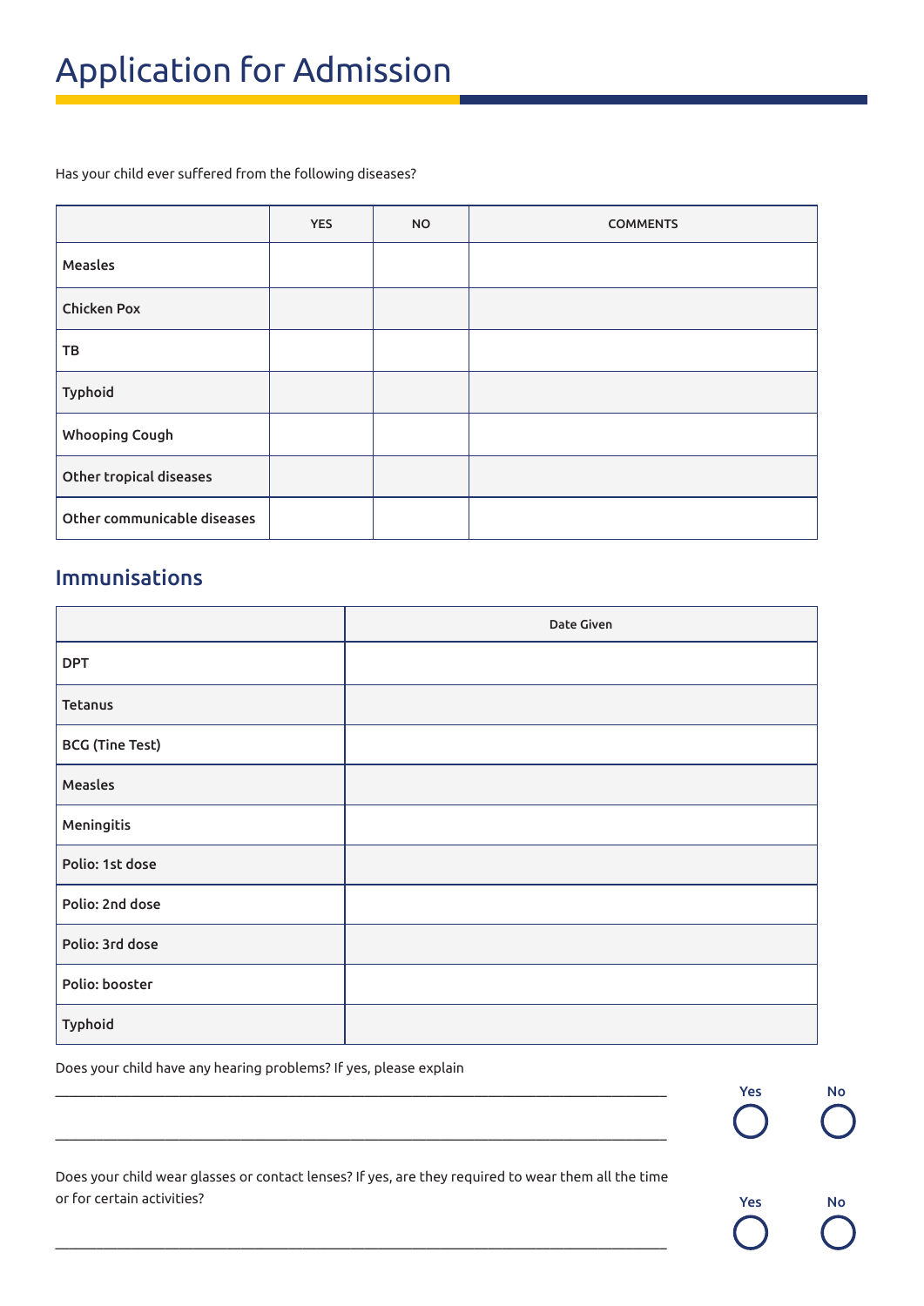# Application for Admission

Has your child ever suffered from the following diseases?

| | YES | NO | COMMENTS |
|---|---|---|---|
| **Measles** | | | |
| **Chicken Pox** | | | |
| **TB** | | | |
| **Typhoid** | | | |
| **Whooping Cough** | | | |
| **Other tropical diseases** | | | |
| **Other communicable diseases** | | | |

## Immunisations

| | Date Given |
|---|---|
| **DPT** | |
| **Tetanus** | |
| **BCG (Tine Test)** | |
| **Measles** | |
| **Meningitis** | |
| **Polio: 1st dose** | |
| **Polio: 2nd dose** | |
| **Polio: 3rd dose** | |
| **Polio: booster** | |
| **Typhoid** | |

Does your child have any hearing problems? If yes, please explain

Yes ○ No ○

___________________________________________________________________________

___________________________________________________________________________

Does your child wear glasses or contact lenses? If yes, are they required to wear them all the time or for certain activities?

Yes ○ No ○

___________________________________________________________________________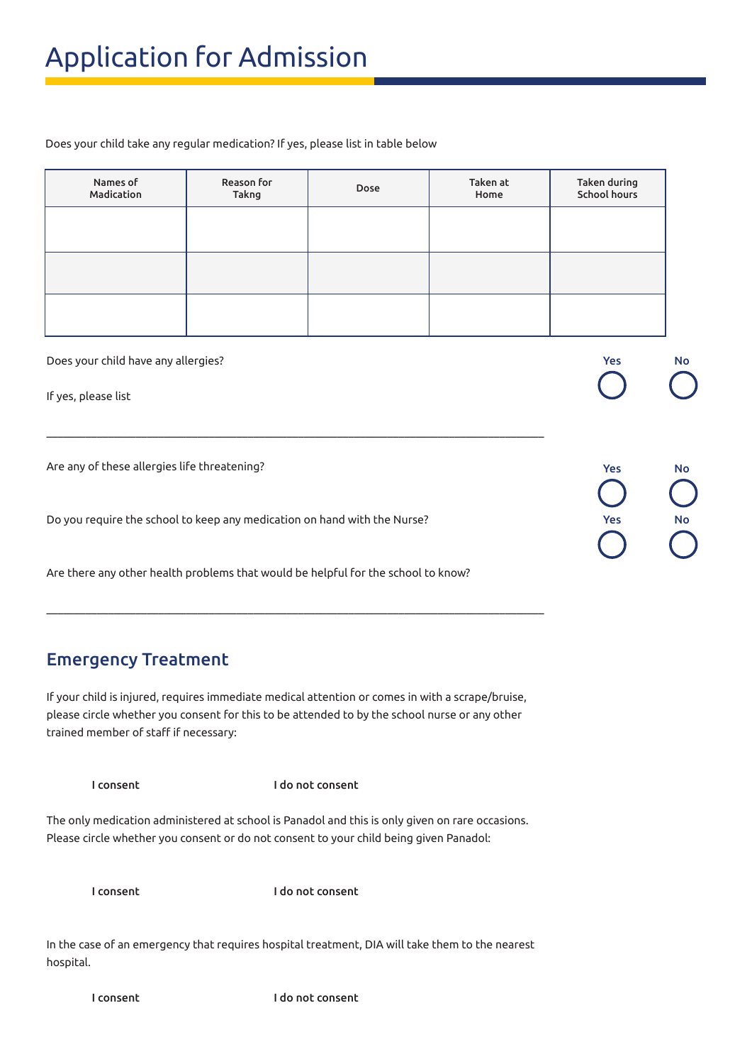# Application for Admission

Does your child take any regular medication? If yes, please list in table below

| Names of Madication | Reason for Takng | Dose | Taken at Home | Taken during School hours |
|---|---|---|---|---|
| | | | | |
| | | | | |
| | | | | |

Does your child have any allergies? Yes ◯ No ◯

If yes, please list

_______________________________________________________________________________

Are any of these allergies life threatening? Yes ◯ No ◯

Do you require the school to keep any medication on hand with the Nurse? Yes ◯ No ◯

Are there any other health problems that would be helpful for the school to know?

_______________________________________________________________________________

## Emergency Treatment

If your child is injured, requires immediate medical attention or comes in with a scrape/bruise, please circle whether you consent for this to be attended to by the school nurse or any other trained member of staff if necessary:

**I consent** **I do not consent**

The only medication administered at school is Panadol and this is only given on rare occasions. Please circle whether you consent or do not consent to your child being given Panadol:

**I consent** **I do not consent**

In the case of an emergency that requires hospital treatment, DIA will take them to the nearest hospital.

**I consent** **I do not consent**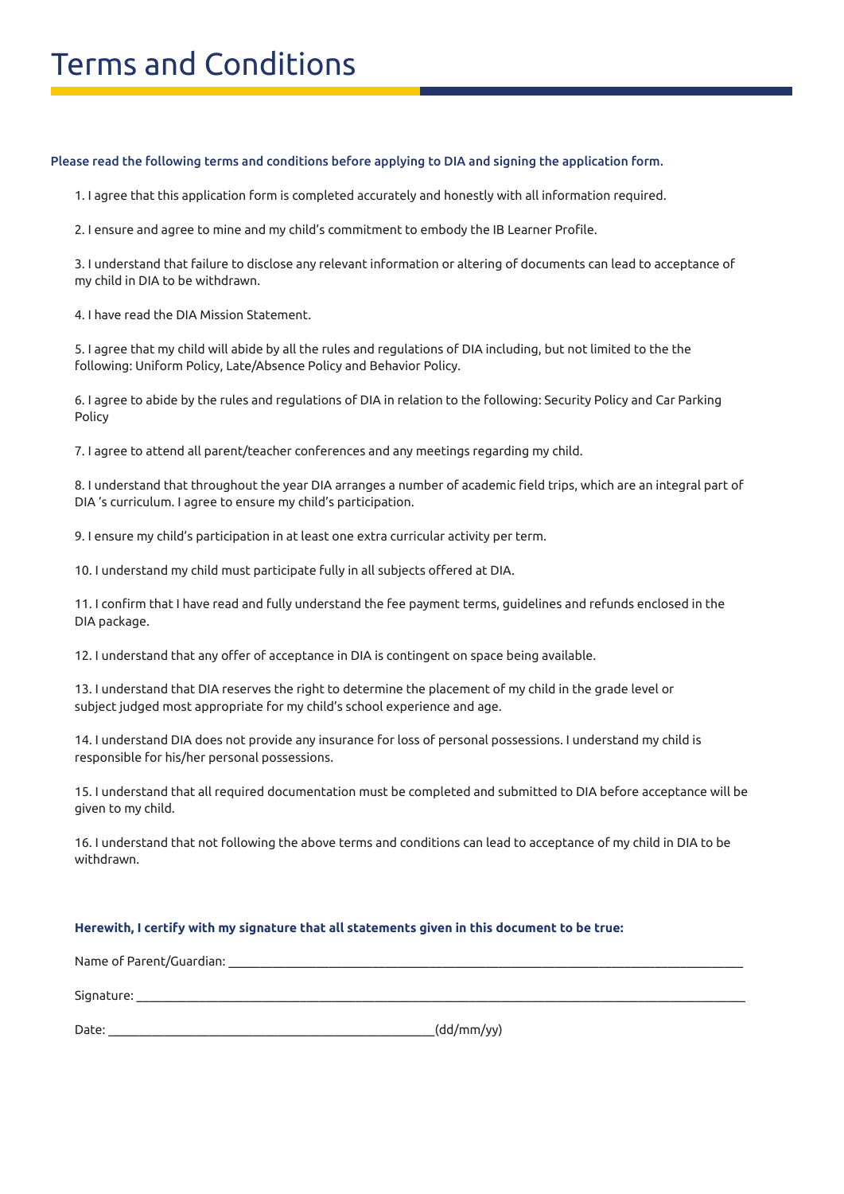# Terms and Conditions

**Please read the following terms and conditions before applying to DIA and signing the application form.**

1. I agree that this application form is completed accurately and honestly with all information required.

2. I ensure and agree to mine and my child's commitment to embody the IB Learner Profile.

3. I understand that failure to disclose any relevant information or altering of documents can lead to acceptance of my child in DIA to be withdrawn.

4. I have read the DIA Mission Statement.

5. I agree that my child will abide by all the rules and regulations of DIA including, but not limited to the the following: Uniform Policy, Late/Absence Policy and Behavior Policy.

6. I agree to abide by the rules and regulations of DIA in relation to the following: Security Policy and Car Parking Policy

7. I agree to attend all parent/teacher conferences and any meetings regarding my child.

8. I understand that throughout the year DIA arranges a number of academic field trips, which are an integral part of DIA 's curriculum. I agree to ensure my child's participation.

9. I ensure my child's participation in at least one extra curricular activity per term.

10. I understand my child must participate fully in all subjects offered at DIA.

11. I confirm that I have read and fully understand the fee payment terms, guidelines and refunds enclosed in the DIA package.

12. I understand that any offer of acceptance in DIA is contingent on space being available.

13. I understand that DIA reserves the right to determine the placement of my child in the grade level or subject judged most appropriate for my child's school experience and age.

14. I understand DIA does not provide any insurance for loss of personal possessions. I understand my child is responsible for his/her personal possessions.

15. I understand that all required documentation must be completed and submitted to DIA before acceptance will be given to my child.

16. I understand that not following the above terms and conditions can lead to acceptance of my child in DIA to be withdrawn.

**Herewith, I certify with my signature that all statements given in this document to be true:**

Name of Parent/Guardian: ____________________________________________

Signature: ____________________________________________

Date: ______________________________(dd/mm/yy)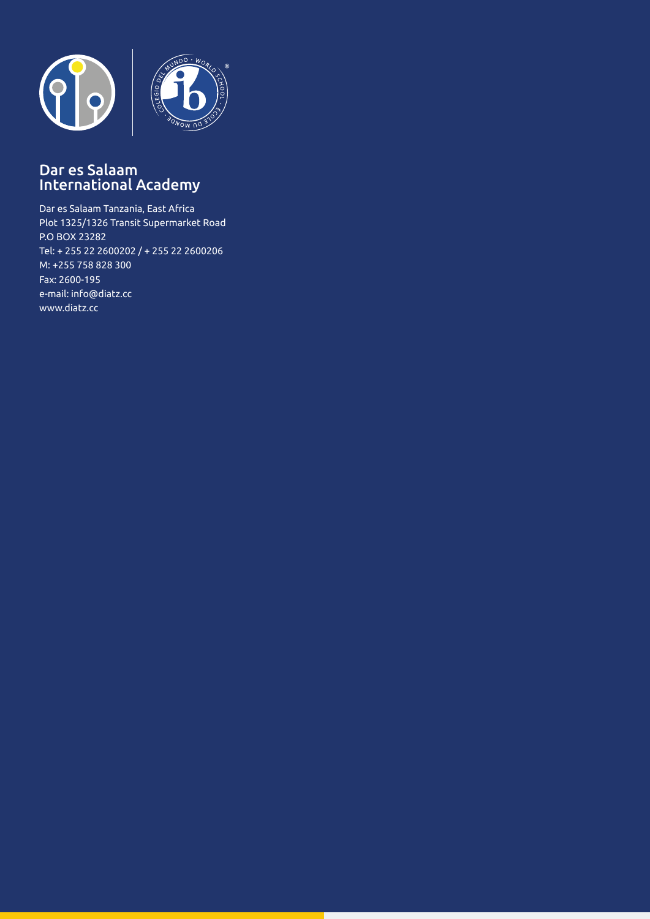## Dar es Salaam International Academy

Dar es Salaam Tanzania, East Africa
Plot 1325/1326 Transit Supermarket Road
P.O BOX 23282
Tel: + 255 22 2600202 / + 255 22 2600206
M: +255 758 828 300
Fax: 2600-195
e-mail: info@diatz.cc
www.diatz.cc